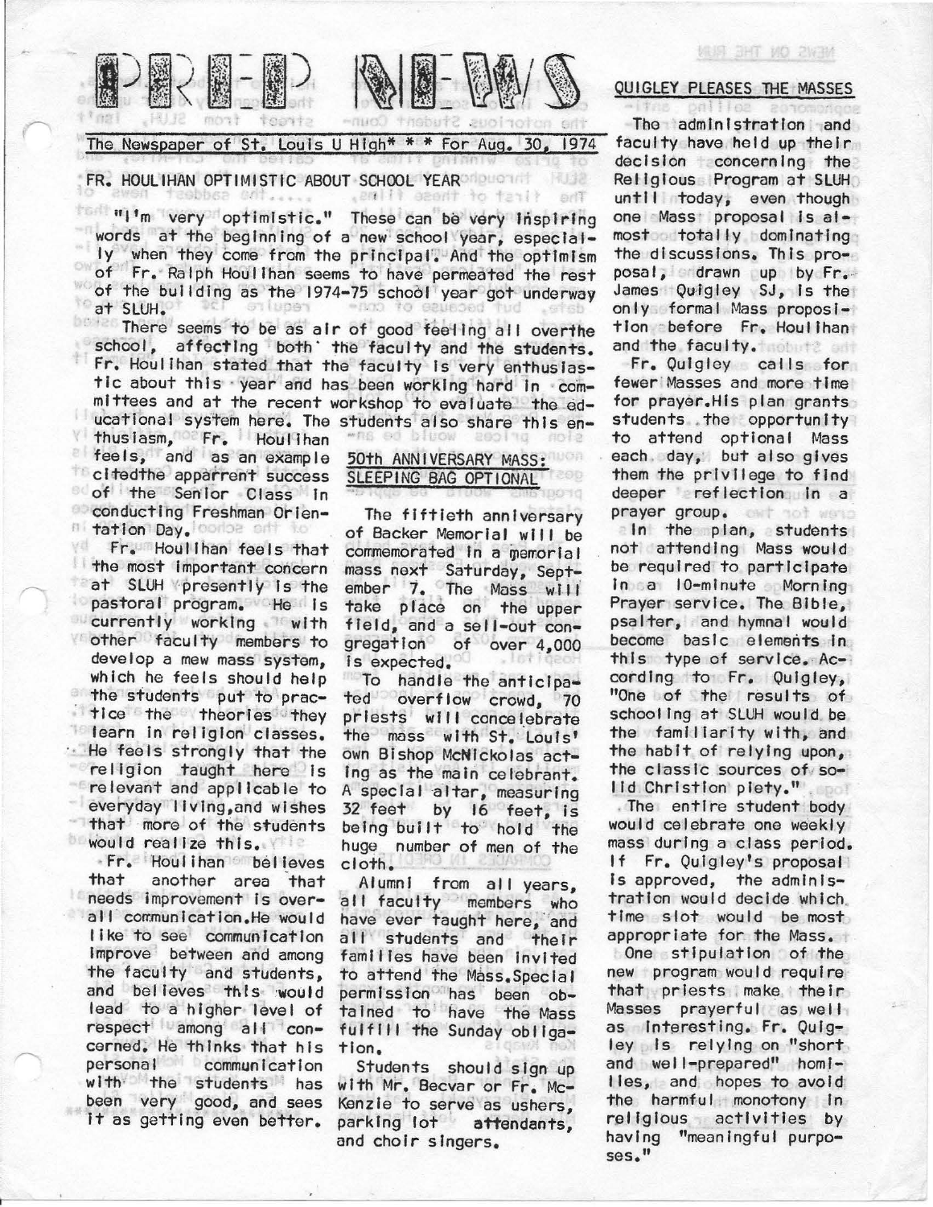# PREP NEWS

The Newspaper of St. Louis U High* * * For Aug. 30, 1974

## FR. HOULIHAN OPTIMISTIC ABOUT SCHOOL YEAR

"I'm very optimistic." These can be very inspiring words at the beginning of a new school year, especially when they come from the principal. And the optimism of Fr. Ralph Houlihan seems to have permeated the rest of the building as the 1974-75 school year got underway at SLUH.

There seems to be as air of good feeling all over the school, affecting both the faculty and the students. Fr. Houlihan stated that the faculty is very enthusiastic about this year and has been working hard in committees and at the recent workshop to evaluate the educational system here. The students also share this enthusiasm, Fr. Houlihan feels, and as an example citedthe apparrent success of the Senior Class in conducting Freshman Orientation Day.

Fr. Houlihan feels that the most important concern at SLUH presently is the pastoral program. He is currently working with other faculty members to develop a mew mass system, which he feels should help the students put to practice the theories they learn in religion classes. He feels strongly that the religion taught here is relevant and applicable to everyday living, and wishes that more of the students would realize this.

Fr. Houlihan believes that another area that needs improvement is overall communication. He would like to see communication improve between and among the faculty and students, and believes this would lead to a higher level of respect among all concerned. He thinks that his personal communication with the students has been very good, and sees it as getting even better.

## 50th ANNIVERSARY MASS: SLEEPING BAG OPTIONAL

The fiftieth anniversary of Backer Memorial will be commemorated in a memorial mass next Saturday, September 7. The Mass will take place on the upper field, and a sell-out congregation of over 4,000 is expected.

To handle the anticipated overflow crowd, 70 priests will concelebrate the mass with St. Louis' own Bishop McNickolas acting as the main celebrant. A special altar, measuring 32 feet by 16 feet, is being built to hold the huge number of men of the cloth.

Alumni from all years, all faculty members who have ever taught here, and all students and their families have been invited to attend the Mass. Special permission has been obtained to have the Mass fulfill the Sunday obligation.

Students should sign up with Mr. Becvar or Fr. McKenzie to serve as ushers, parking lot attendants, and choir singers.

## QUIGLEY PLEASES THE MASSES

The administration and faculty have held up their decision concerning the Religious Program at SLUH until today, even though one Mass proposal is almost totally dominating the discussions. This proposal, drawn up by Fr. James Quigley SJ, is the only formal Mass proposition before Fr. Houlihan and the faculty.

Fr. Quigley calls for fewer Masses and more time for prayer. His plan grants students the opportunity to attend optional Mass each day, but also gives them the privilege to find deeper reflection in a prayer group.

In the plan, students not attending Mass would be required to participate in a 10-minute Morning Prayer service. The Bible, psalter, and hymnal would become basic elements in this type of service. According to Fr. Quigley, "One of the results of schooling at SLUH would be the familiarity with, and the habit of relying upon, the classic sources of solid Christion piety."

The entire student body would celebrate one weekly mass during a class period. If Fr. Quigley's proposal is approved, the administration would decide which time slot would be most appropriate for the Mass.

One stipulation of the new program would require that priests make their Masses prayerful as well as interesting. Fr. Quigley is relying on "short and well-prepared" homilies, and hopes to avoid the harmful monotony in religious activities by having "meaningful purposes."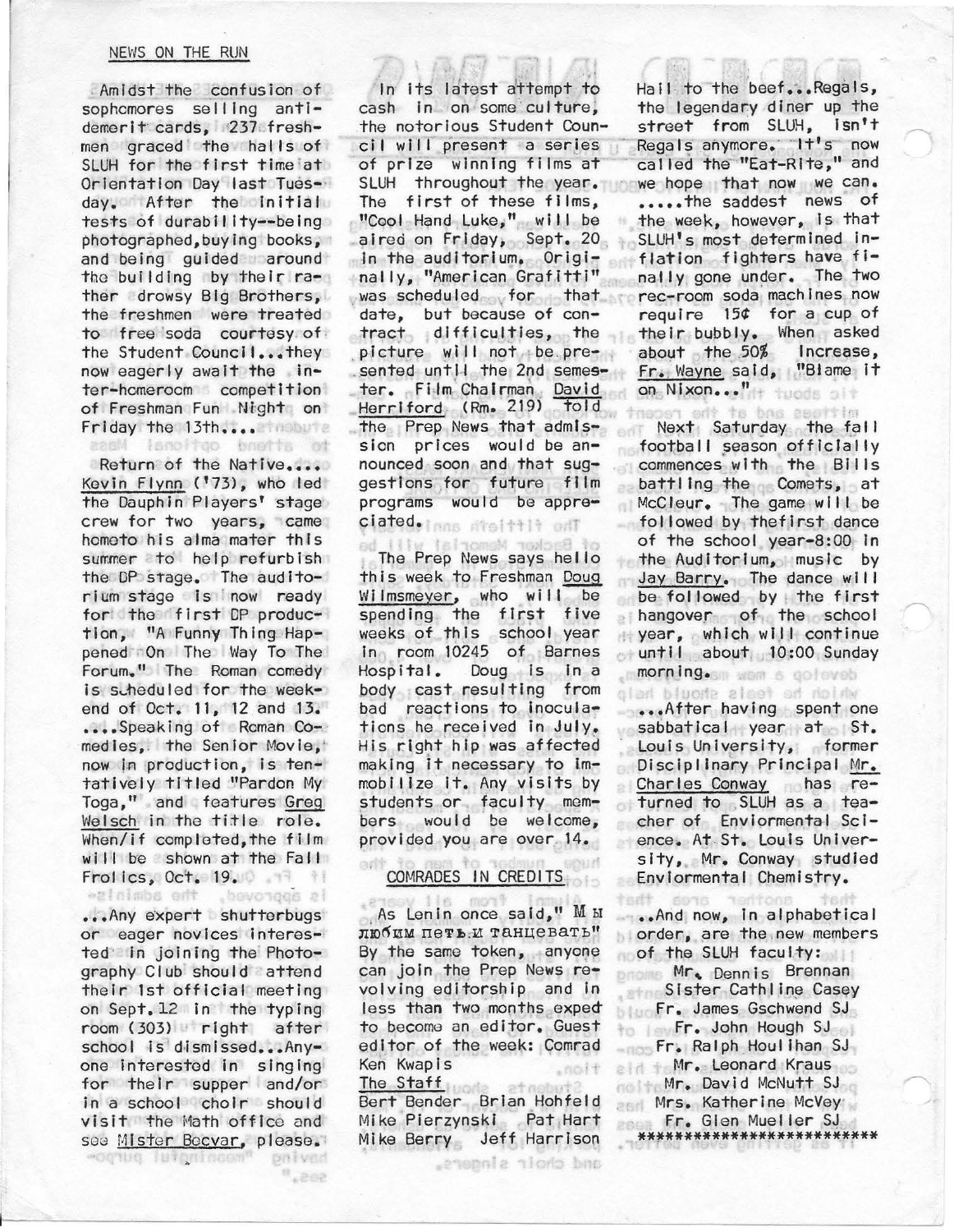## NEWS ON THE RUN

Amidst the confusion of sophomores selling anti-demerit cards, 237 freshmen graced the halls of SLUH for the first time at Orientation Day last Tuesday. After the initial tests of durability--being photographed, buying books, and being guided around the building by their rather drowsy Big Brothers, the freshmen were treated to free soda courtesy of the Student Council...they now eagerly await the inter-homeroom competition of Freshman Fun Night on Friday the 13th....

Return of the Native.... Kevin Flynn ('73), who led the Dauphin Players' stage crew for two years, came hometo his alma mater this summer to help refurbish the DP stage. The auditorium stage is now ready for the first DP production, "A Funny Thing Happened On The Way To The Forum." The Roman comedy is scheduled for the weekend of Oct. 11, 12 and 13. ....Speaking of Roman Comedies, the Senior Movie, now in production, is tentatively titled "Pardon My Toga," and features Greg Welsch in the title role. When/if completed, the film will be shown at the Fall Frolics, Oct. 19.

...Any expert shutterbugs or eager novices interested in joining the Photography Club should attend their 1st official meeting on Sept. 12 in the typing room (303) right after school is dismissed...Anyone interested in singing for their supper and/or in a school choir should visit the Math office and see Mister Becvar, please.

In its latest attempt to cash in on some culture, the notorious Student Council will present a series of prize winning films at SLUH throughout the year. The first of these films, "Cool Hand Luke," will be aired on Friday, Sept. 20 in the auditorium. Originally, "American Grafitti" was scheduled for that date, but because of contract difficulties, the picture will not be presented until the 2nd semester. Film Chairman David Herriford (Rm. 219) told the Prep News that admission prices would be announced soon and that suggestions for future film programs would be appreciated.

The Prep News says hello this week to Freshman Doug Wilmsmeyer, who will be spending the first five weeks of this school year in room 10245 of Barnes Hospital. Doug is in a body cast resulting from bad reactions to inoculations he received in July. His right hip was affected making it necessary to immobilize it. Any visits by students or faculty members would be welcome, provided you are over 14.

### COMRADES IN CREDITS

As Lenin once said," Мы любим петь и танцевать" By the same token, anyone can join the Prep News revolving editorship and in less than two months exped to become an editor. Guest editor of the week: Comrad Ken Kwapis

The Staff
Bert Bender Brian Hohfeld
Mike Pierzynski Pat Hart
Mike Berry Jeff Harrison

Hail to the beef...Regals, the legendary diner up the street from SLUH, isn't Regals anymore. It's now called the "Eat-Rite," and we hope that now we can. .....the saddest news of the week, however, is that SLUH's most determined inflation fighters have finally gone under. The two rec-room soda machines now require 15¢ for a cup of their bubbly. When asked about the 50% increase, Fr. Wayne said, "Blame it on Nixon..."

Next Saturday the fall football season officially commences with the Bills battling the Comets, at McCleur. The game will be followed by the first dance of the school year-8:00 in the Auditorium, music by Jay Barry. The dance will be followed by the first hangover of the school year, which will continue until about 10:00 Sunday morning.

...After having spent one sabbatical year at St. Louis University, former Disciplinary Principal Mr. Charles Conway has returned to SLUH as a teacher of Enviornmental Science. At St. Louis University, Mr. Conway studied Enviornmental Chemistry.

...And now, in alphabetical order, are the new members of the SLUH faculty:

Mr. Dennis Brennan
Sister Cathline Casey
Fr. James Gschwend SJ
Fr. John Hough SJ
Fr. Ralph Houlihan SJ
Mr. Leonard Kraus
Mr. David McNutt SJ
Mrs. Katherine McVey
Fr. Glen Mueller SJ

**************************